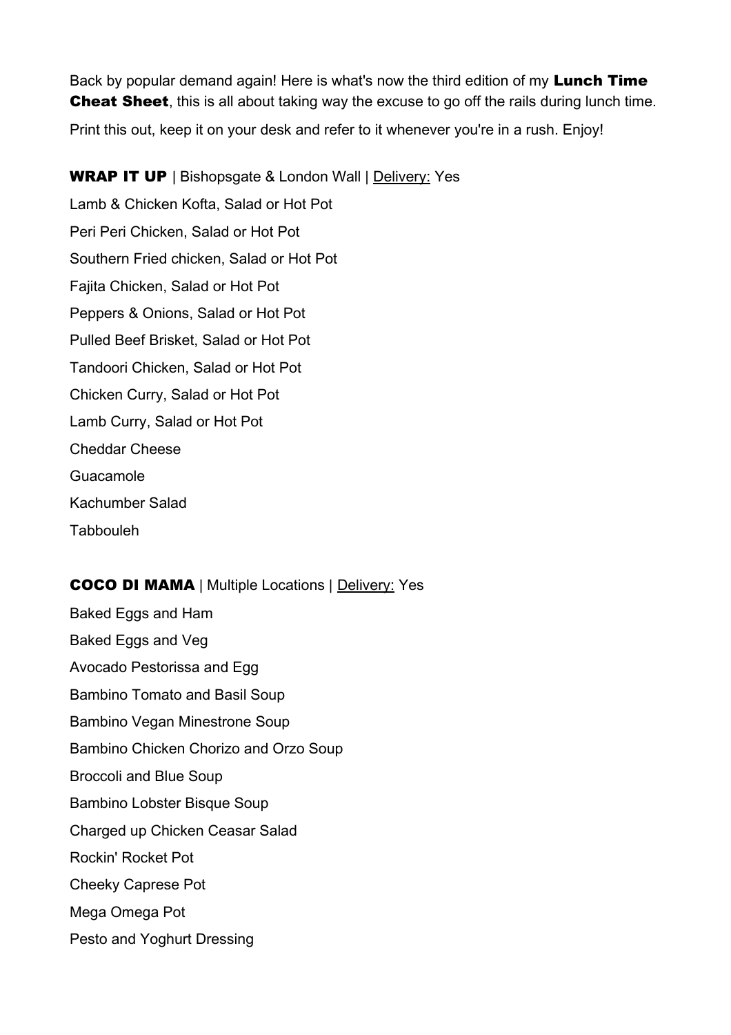Back by popular demand again! Here is what's now the third edition of my **Lunch Time Cheat Sheet**, this is all about taking way the excuse to go off the rails during lunch time.

Print this out, keep it on your desk and refer to it whenever you're in a rush. Enjoy!

**WRAP IT UP** | Bishopsgate & London Wall | Delivery: Yes

Lamb & Chicken Kofta, Salad or Hot Pot

Peri Peri Chicken, Salad or Hot Pot

Southern Fried chicken, Salad or Hot Pot

Fajita Chicken, Salad or Hot Pot

Peppers & Onions, Salad or Hot Pot

Pulled Beef Brisket, Salad or Hot Pot

Tandoori Chicken, Salad or Hot Pot

Chicken Curry, Salad or Hot Pot

Lamb Curry, Salad or Hot Pot

Cheddar Cheese

Guacamole

Kachumber Salad

Tabbouleh

**COCO DI MAMA** | Multiple Locations | Delivery: Yes

Baked Eggs and Ham

Baked Eggs and Veg

Avocado Pestorissa and Egg

Bambino Tomato and Basil Soup

Bambino Vegan Minestrone Soup

Bambino Chicken Chorizo and Orzo Soup

Broccoli and Blue Soup

Bambino Lobster Bisque Soup

Charged up Chicken Ceasar Salad

Rockin' Rocket Pot

Cheeky Caprese Pot

Mega Omega Pot

Pesto and Yoghurt Dressing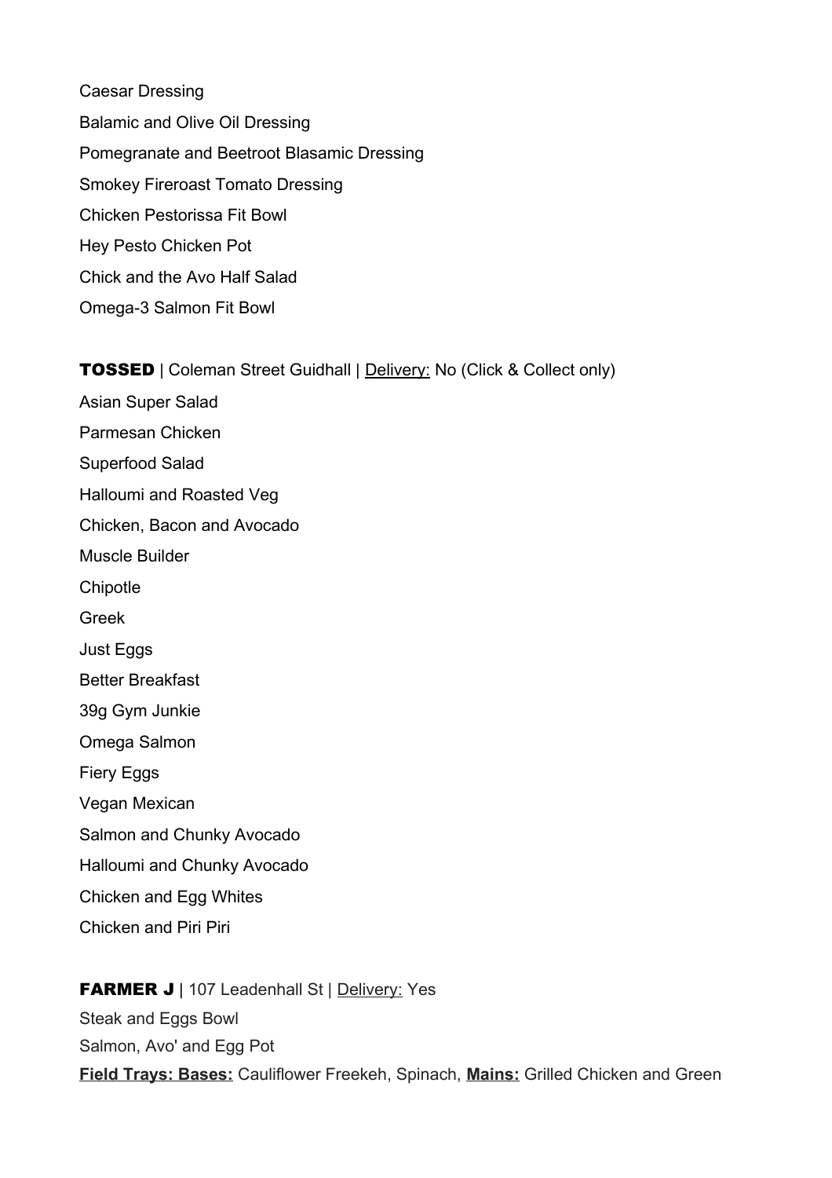Caesar Dressing

Balamic and Olive Oil Dressing

Pomegranate and Beetroot Blasamic Dressing

Smokey Fireroast Tomato Dressing

Chicken Pestorissa Fit Bowl

Hey Pesto Chicken Pot

Chick and the Avo Half Salad

Omega-3 Salmon Fit Bowl

**TOSSED** | Coleman Street Guidhall | Delivery: No (Click & Collect only)

Asian Super Salad

Parmesan Chicken

Superfood Salad

Halloumi and Roasted Veg

Chicken, Bacon and Avocado

Muscle Builder

Chipotle

Greek

Just Eggs

Better Breakfast

39g Gym Junkie

Omega Salmon

Fiery Eggs

Vegan Mexican

Salmon and Chunky Avocado

Halloumi and Chunky Avocado

Chicken and Egg Whites

Chicken and Piri Piri

**FARMER J** | 107 Leadenhall St | Delivery: Yes

Steak and Eggs Bowl

Salmon, Avo' and Egg Pot

**Field Trays: Bases:** Cauliflower Freekeh, Spinach, **Mains:** Grilled Chicken and Green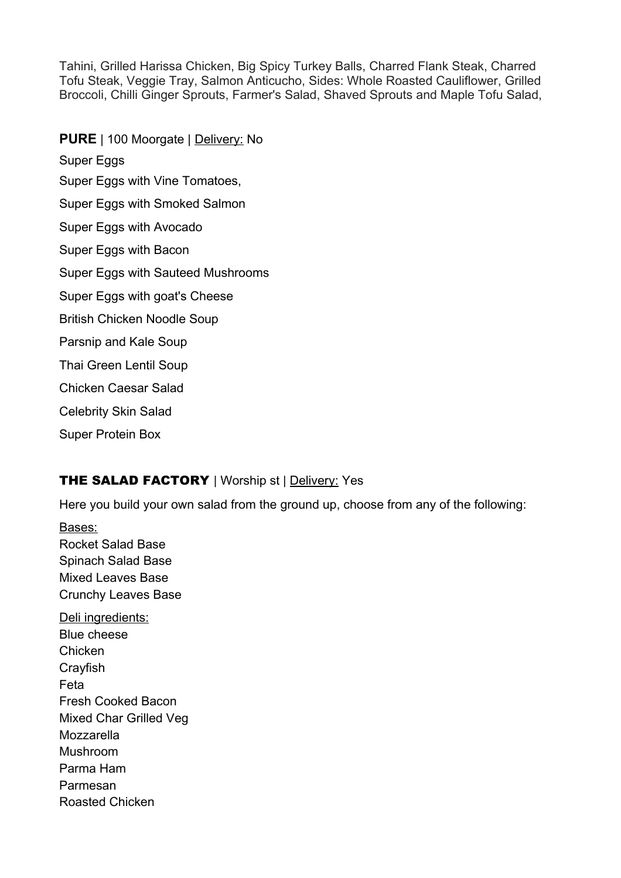Tahini, Grilled Harissa Chicken, Big Spicy Turkey Balls, Charred Flank Steak, Charred Tofu Steak, Veggie Tray, Salmon Anticucho, Sides: Whole Roasted Cauliflower, Grilled Broccoli, Chilli Ginger Sprouts, Farmer's Salad, Shaved Sprouts and Maple Tofu Salad,

**PURE** | 100 Moorgate | <u>Delivery:</u> No

Super Eggs

Super Eggs with Vine Tomatoes,

Super Eggs with Smoked Salmon

Super Eggs with Avocado

Super Eggs with Bacon

Super Eggs with Sauteed Mushrooms

Super Eggs with goat's Cheese

British Chicken Noodle Soup

Parsnip and Kale Soup

Thai Green Lentil Soup

Chicken Caesar Salad

Celebrity Skin Salad

Super Protein Box

**THE SALAD FACTORY** | Worship st | <u>Delivery:</u> Yes

Here you build your own salad from the ground up, choose from any of the following:

<u>Bases:</u>
Rocket Salad Base
Spinach Salad Base
Mixed Leaves Base
Crunchy Leaves Base

<u>Deli ingredients:</u>
Blue cheese
Chicken
Crayfish
Feta
Fresh Cooked Bacon
Mixed Char Grilled Veg
Mozzarella
Mushroom
Parma Ham
Parmesan
Roasted Chicken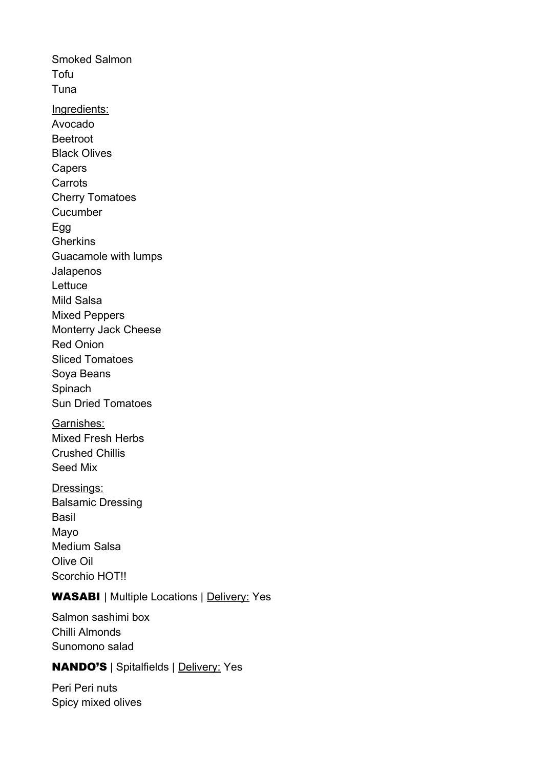Smoked Salmon
Tofu
Tuna

<u>Ingredients:</u>
Avocado
Beetroot
Black Olives
Capers
Carrots
Cherry Tomatoes
Cucumber
Egg
Gherkins
Guacamole with lumps
Jalapenos
Lettuce
Mild Salsa
Mixed Peppers
Monterry Jack Cheese
Red Onion
Sliced Tomatoes
Soya Beans
Spinach
Sun Dried Tomatoes

<u>Garnishes:</u>
Mixed Fresh Herbs
Crushed Chillis
Seed Mix

<u>Dressings:</u>
Balsamic Dressing
Basil
Mayo
Medium Salsa
Olive Oil
Scorchio HOT!!

**WASABI** | Multiple Locations | <u>Delivery:</u> Yes

Salmon sashimi box
Chilli Almonds
Sunomono salad

**NANDO'S** | Spitalfields | <u>Delivery:</u> Yes

Peri Peri nuts
Spicy mixed olives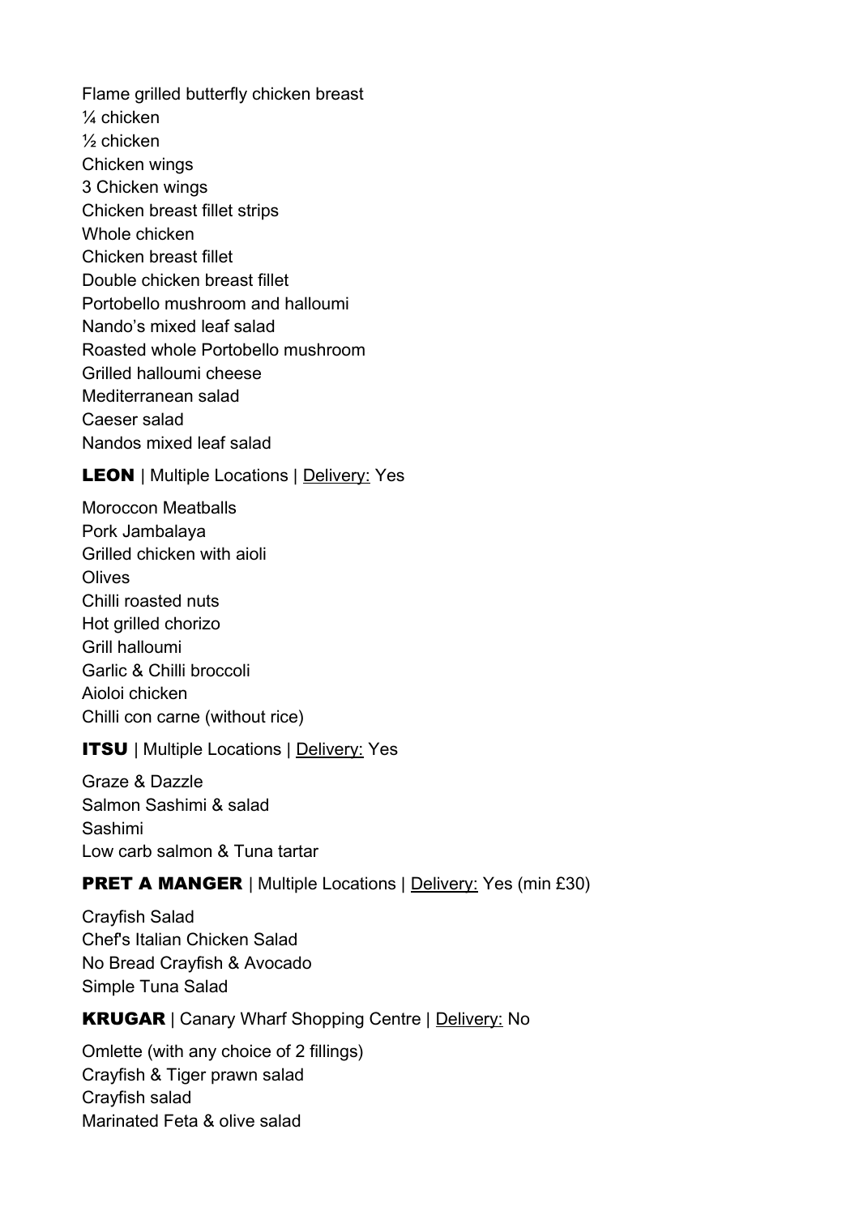Flame grilled butterfly chicken breast
¼ chicken
½ chicken
Chicken wings
3 Chicken wings
Chicken breast fillet strips
Whole chicken
Chicken breast fillet
Double chicken breast fillet
Portobello mushroom and halloumi
Nando's mixed leaf salad
Roasted whole Portobello mushroom
Grilled halloumi cheese
Mediterranean salad
Caeser salad
Nandos mixed leaf salad

**LEON** | Multiple Locations | Delivery: Yes

Moroccon Meatballs
Pork Jambalaya
Grilled chicken with aioli
Olives
Chilli roasted nuts
Hot grilled chorizo
Grill halloumi
Garlic & Chilli broccoli
Aioloi chicken
Chilli con carne (without rice)

**ITSU** | Multiple Locations | Delivery: Yes

Graze & Dazzle
Salmon Sashimi & salad
Sashimi
Low carb salmon & Tuna tartar

**PRET A MANGER** | Multiple Locations | Delivery: Yes (min £30)

Crayfish Salad
Chef's Italian Chicken Salad
No Bread Crayfish & Avocado
Simple Tuna Salad

**KRUGAR** | Canary Wharf Shopping Centre | Delivery: No

Omlette (with any choice of 2 fillings)
Crayfish & Tiger prawn salad
Crayfish salad
Marinated Feta & olive salad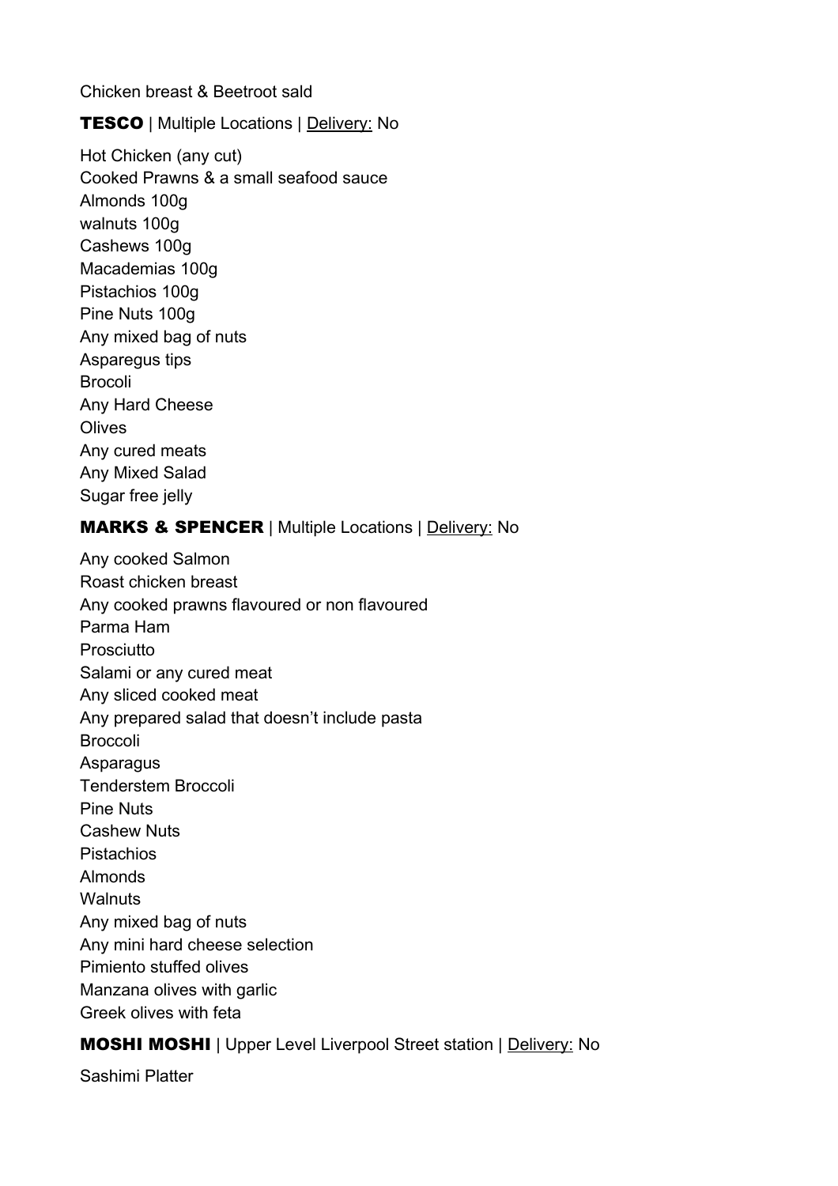Chicken breast & Beetroot sald

**TESCO** | Multiple Locations | Delivery: No

Hot Chicken (any cut)
Cooked Prawns & a small seafood sauce
Almonds 100g
walnuts 100g
Cashews 100g
Macademias 100g
Pistachios 100g
Pine Nuts 100g
Any mixed bag of nuts
Asparegus tips
Brocoli
Any Hard Cheese
Olives
Any cured meats
Any Mixed Salad
Sugar free jelly

**MARKS & SPENCER** | Multiple Locations | Delivery: No

Any cooked Salmon
Roast chicken breast
Any cooked prawns flavoured or non flavoured
Parma Ham
Prosciutto
Salami or any cured meat
Any sliced cooked meat
Any prepared salad that doesn't include pasta
Broccoli
Asparagus
Tenderstem Broccoli
Pine Nuts
Cashew Nuts
Pistachios
Almonds
Walnuts
Any mixed bag of nuts
Any mini hard cheese selection
Pimiento stuffed olives
Manzana olives with garlic
Greek olives with feta

**MOSHI MOSHI** | Upper Level Liverpool Street station | Delivery: No

Sashimi Platter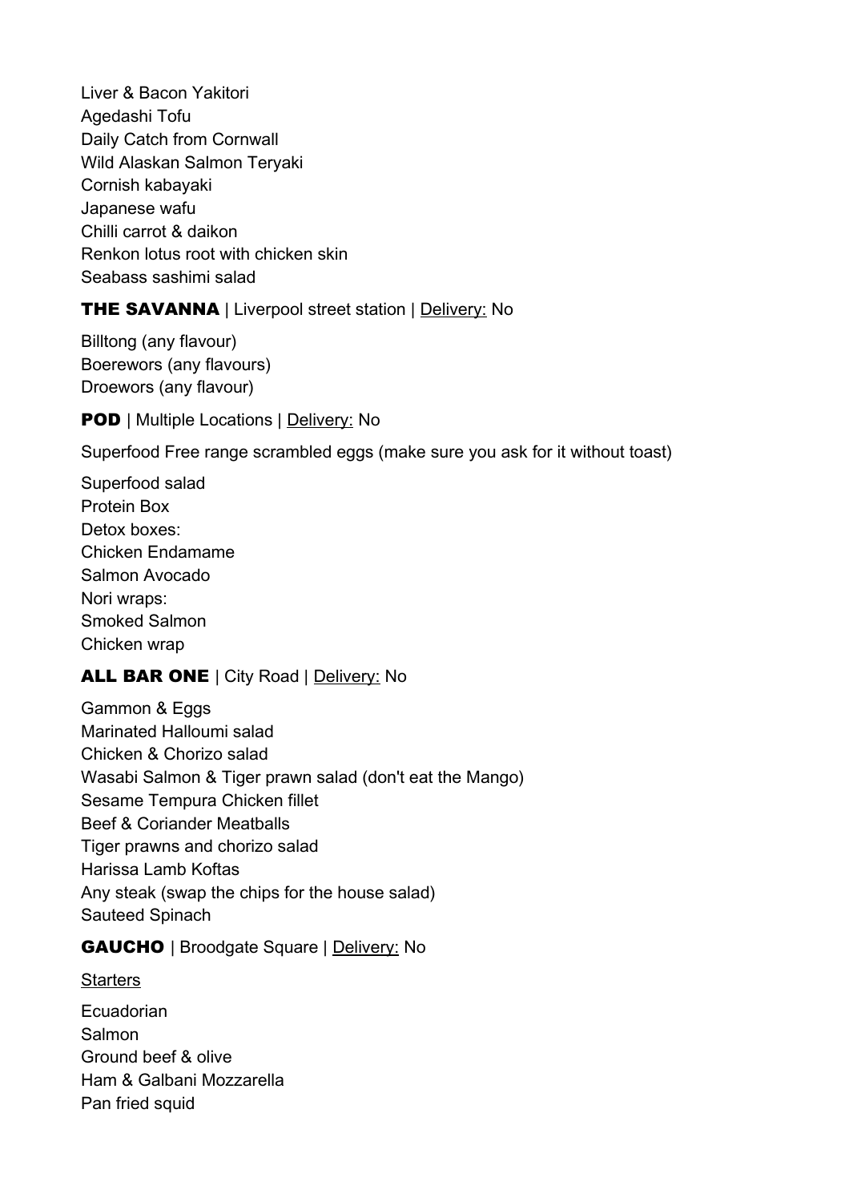Liver & Bacon Yakitori
Agedashi Tofu
Daily Catch from Cornwall
Wild Alaskan Salmon Teryaki
Cornish kabayaki
Japanese wafu
Chilli carrot & daikon
Renkon lotus root with chicken skin
Seabass sashimi salad

**THE SAVANNA** | Liverpool street station | Delivery: No

Billtong (any flavour)
Boerewors (any flavours)
Droewors (any flavour)

**POD** | Multiple Locations | Delivery: No

Superfood Free range scrambled eggs (make sure you ask for it without toast)

Superfood salad
Protein Box
Detox boxes:
Chicken Endamame
Salmon Avocado
Nori wraps:
Smoked Salmon
Chicken wrap

**ALL BAR ONE** | City Road | Delivery: No

Gammon & Eggs
Marinated Halloumi salad
Chicken & Chorizo salad
Wasabi Salmon & Tiger prawn salad (don't eat the Mango)
Sesame Tempura Chicken fillet
Beef & Coriander Meatballs
Tiger prawns and chorizo salad
Harissa Lamb Koftas
Any steak (swap the chips for the house salad)
Sauteed Spinach

**GAUCHO** | Broodgate Square | Delivery: No

Starters

Ecuadorian
Salmon
Ground beef & olive
Ham & Galbani Mozzarella
Pan fried squid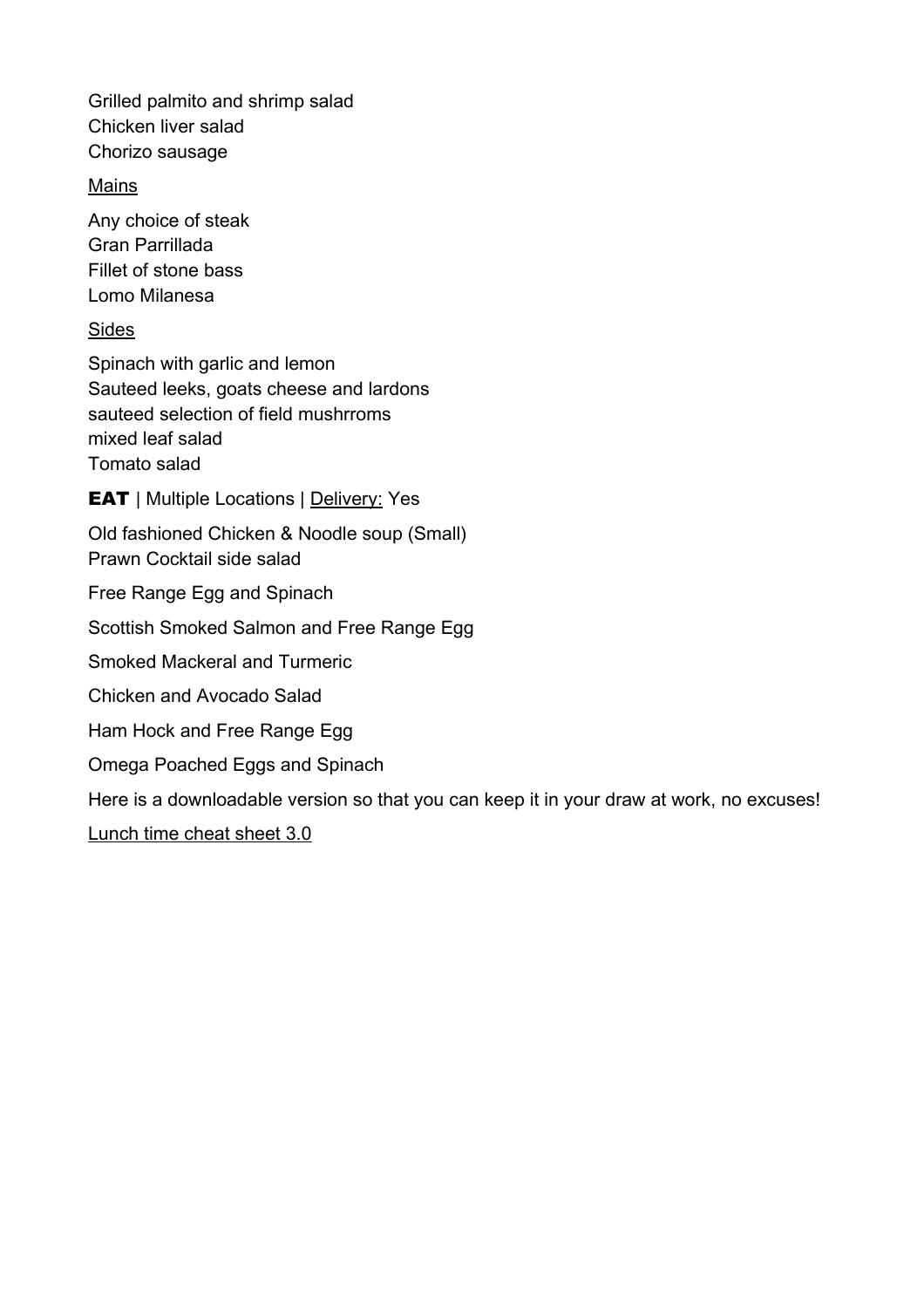Grilled palmito and shrimp salad
Chicken liver salad
Chorizo sausage

Mains

Any choice of steak
Gran Parrillada
Fillet of stone bass
Lomo Milanesa

Sides

Spinach with garlic and lemon
Sauteed leeks, goats cheese and lardons
sauteed selection of field mushrroms
mixed leaf salad
Tomato salad

**EAT** | Multiple Locations | Delivery: Yes

Old fashioned Chicken & Noodle soup (Small)
Prawn Cocktail side salad

Free Range Egg and Spinach

Scottish Smoked Salmon and Free Range Egg

Smoked Mackeral and Turmeric

Chicken and Avocado Salad

Ham Hock and Free Range Egg

Omega Poached Eggs and Spinach

Here is a downloadable version so that you can keep it in your draw at work, no excuses!

Lunch time cheat sheet 3.0